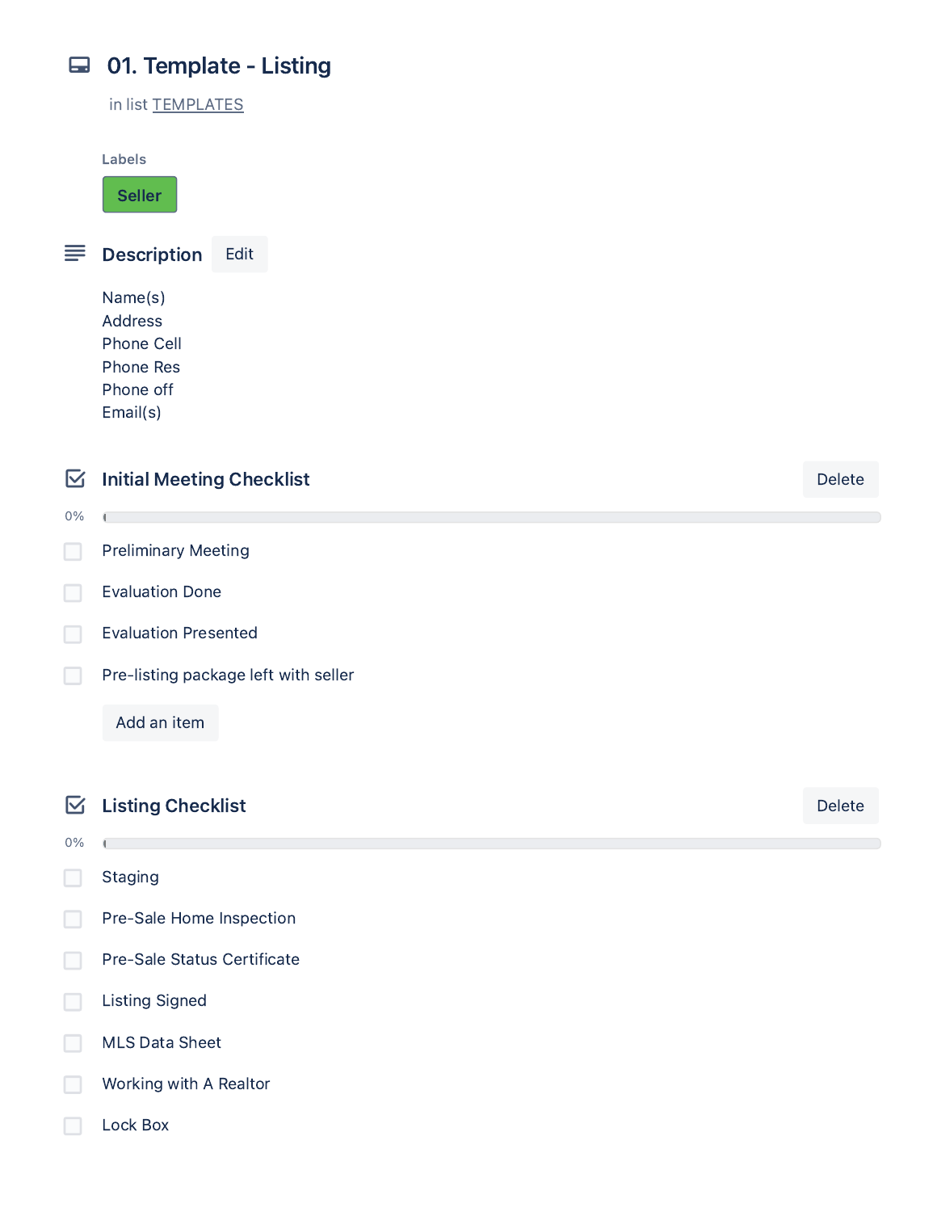# 01. Template - Listing

in list TEMPLATES

**Labels**

Seller

## Description

Name(s)
Address
Phone Cell
Phone Res
Phone off
Email(s)

## Initial Meeting Checklist

0%

- [ ] Preliminary Meeting
- [ ] Evaluation Done
- [ ] Evaluation Presented
- [ ] Pre-listing package left with seller

## Listing Checklist

0%

- [ ] Staging
- [ ] Pre-Sale Home Inspection
- [ ] Pre-Sale Status Certificate
- [ ] Listing Signed
- [ ] MLS Data Sheet
- [ ] Working with A Realtor
- [ ] Lock Box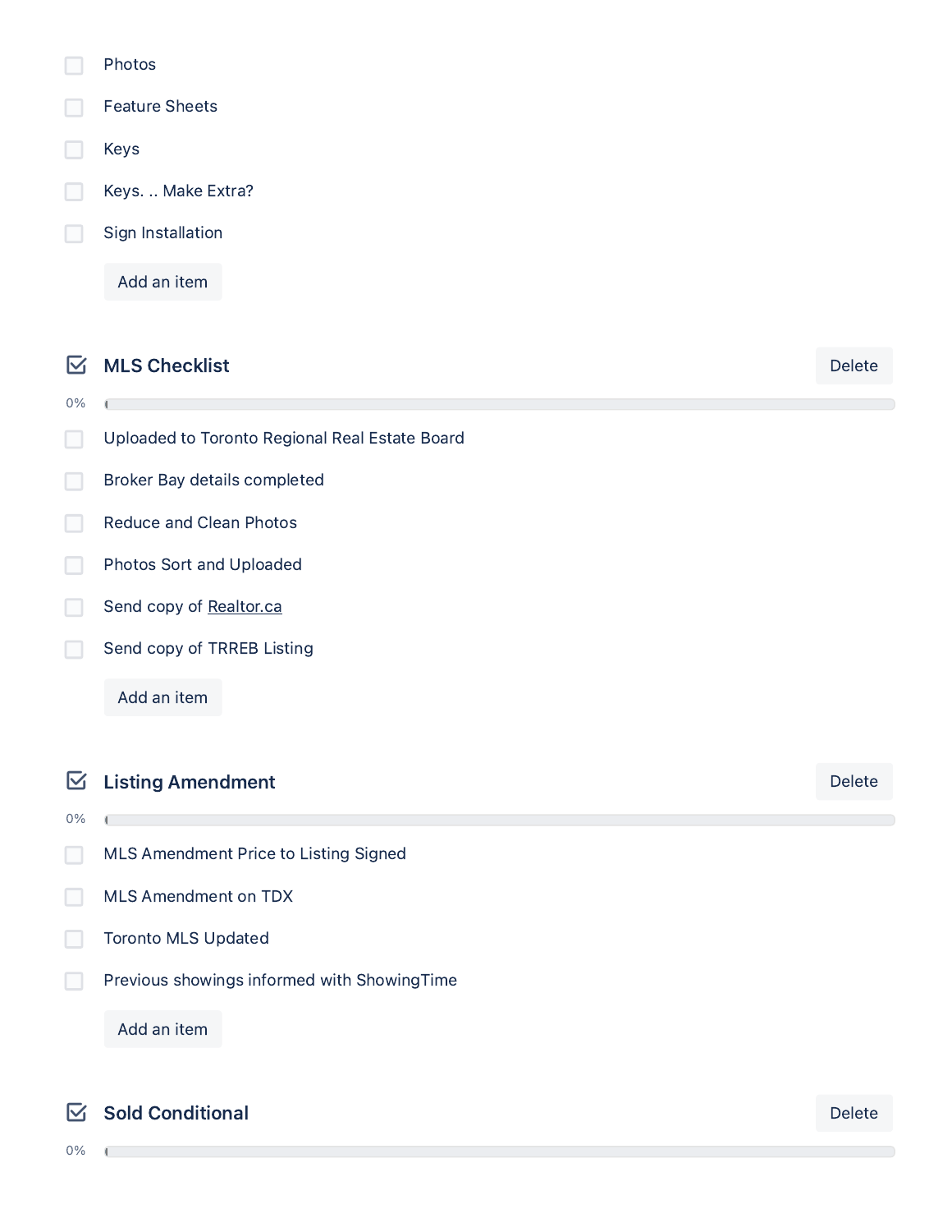- [ ] Photos
- [ ] Feature Sheets
- [ ] Keys
- [ ] Keys. .. Make Extra?
- [ ] Sign Installation

Add an item

## MLS Checklist

Delete

0%

- [ ] Uploaded to Toronto Regional Real Estate Board
- [ ] Broker Bay details completed
- [ ] Reduce and Clean Photos
- [ ] Photos Sort and Uploaded
- [ ] Send copy of Realtor.ca
- [ ] Send copy of TRREB Listing

Add an item

## Listing Amendment

Delete

0%

- [ ] MLS Amendment Price to Listing Signed
- [ ] MLS Amendment on TDX
- [ ] Toronto MLS Updated
- [ ] Previous showings informed with ShowingTime

Add an item

## Sold Conditional

Delete

0%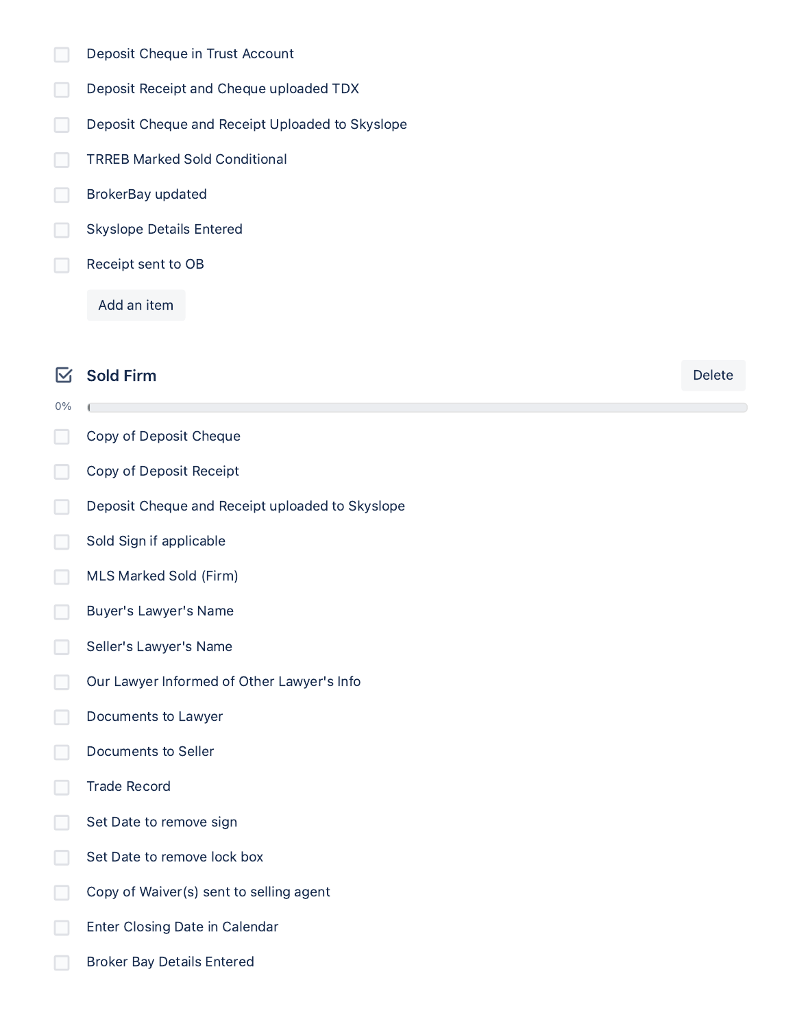- [ ] Deposit Cheque in Trust Account
- [ ] Deposit Receipt and Cheque uploaded TDX
- [ ] Deposit Cheque and Receipt Uploaded to Skyslope
- [ ] TRREB Marked Sold Conditional
- [ ] BrokerBay updated
- [ ] Skyslope Details Entered
- [ ] Receipt sent to OB

Add an item

## Sold Firm

Delete

0%

- [ ] Copy of Deposit Cheque
- [ ] Copy of Deposit Receipt
- [ ] Deposit Cheque and Receipt uploaded to Skyslope
- [ ] Sold Sign if applicable
- [ ] MLS Marked Sold (Firm)
- [ ] Buyer's Lawyer's Name
- [ ] Seller's Lawyer's Name
- [ ] Our Lawyer Informed of Other Lawyer's Info
- [ ] Documents to Lawyer
- [ ] Documents to Seller
- [ ] Trade Record
- [ ] Set Date to remove sign
- [ ] Set Date to remove lock box
- [ ] Copy of Waiver(s) sent to selling agent
- [ ] Enter Closing Date in Calendar
- [ ] Broker Bay Details Entered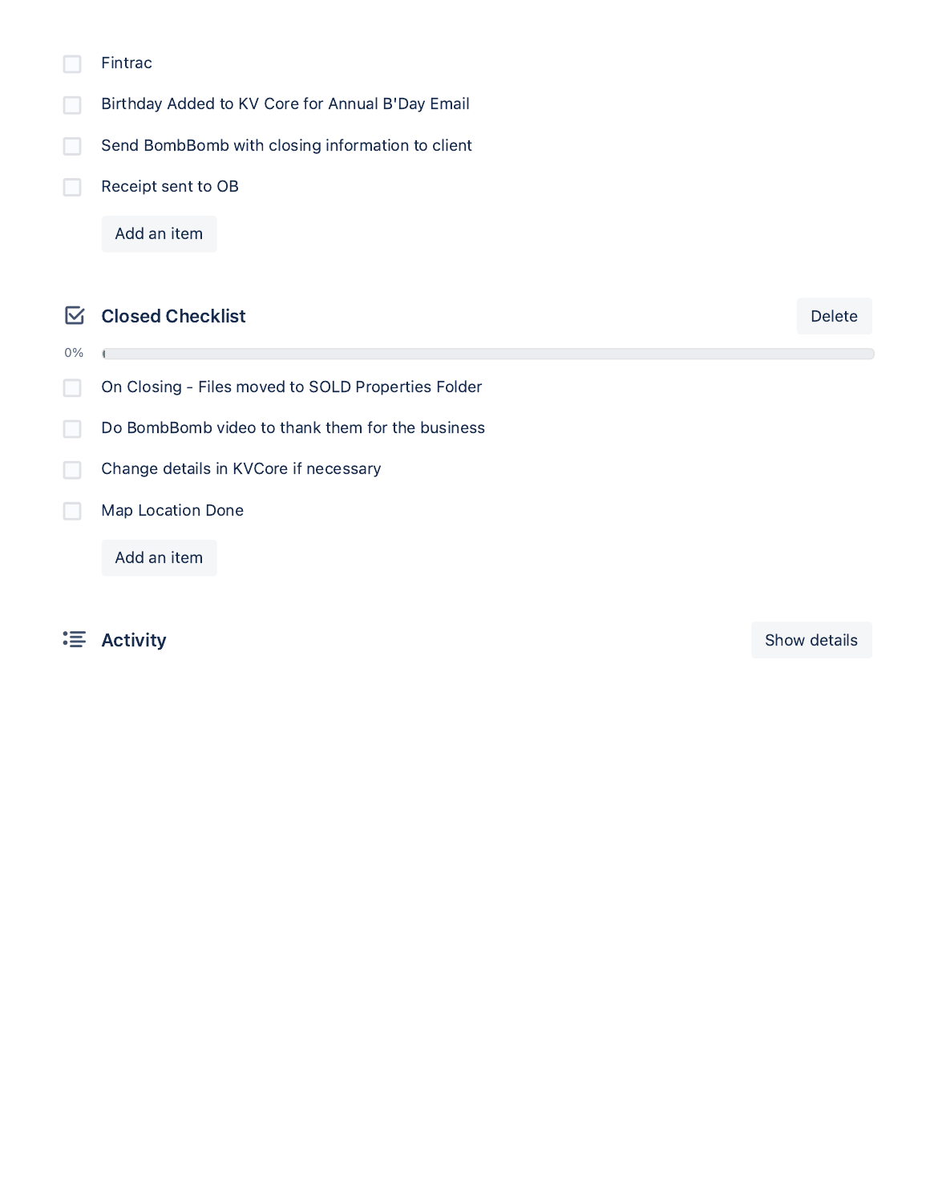- [ ] Fintrac
- [ ] Birthday Added to KV Core for Annual B'Day Email
- [ ] Send BombBomb with closing information to client
- [ ] Receipt sent to OB

Add an item

## Closed Checklist

Delete

0%

- [ ] On Closing - Files moved to SOLD Properties Folder
- [ ] Do BombBomb video to thank them for the business
- [ ] Change details in KVCore if necessary
- [ ] Map Location Done

Add an item

## Activity

Show details